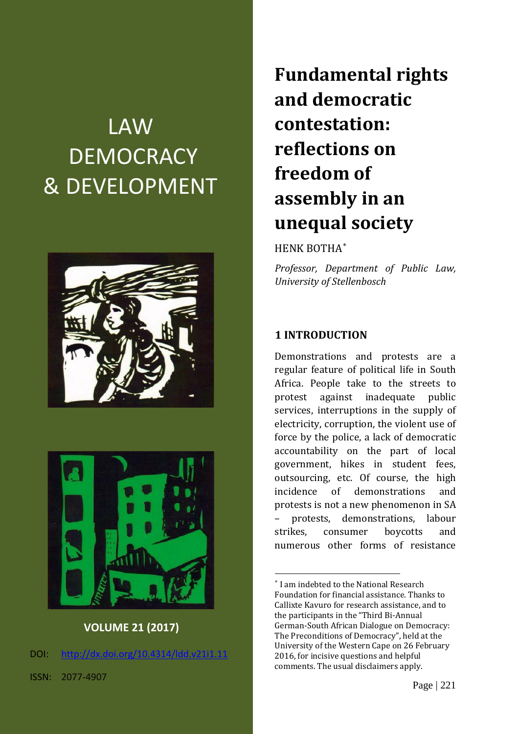LAW DEMOCRACY & DEVELOPMENT

VOLUME 21 (2017)

DOI: http://dx.doi.org/10.4314/ldd.v21i1.11

ISSN: 2077-4907

# Fundamental rights and democratic contestation: reflections on freedom of assembly in an unequal society

HENK BOTHA[*]

*Professor, Department of Public Law, University of Stellenbosch*

## 1 INTRODUCTION

Demonstrations and protests are a regular feature of political life in South Africa. People take to the streets to protest against inadequate public services, interruptions in the supply of electricity, corruption, the violent use of force by the police, a lack of democratic accountability on the part of local government, hikes in student fees, outsourcing, etc. Of course, the high incidence of demonstrations and protests is not a new phenomenon in SA – protests, demonstrations, labour strikes, consumer boycotts and numerous other forms of resistance

---

[*] I am indebted to the National Research Foundation for financial assistance. Thanks to Callixte Kavuro for research assistance, and to the participants in the "Third Bi-Annual German-South African Dialogue on Democracy: The Preconditions of Democracy", held at the University of the Western Cape on 26 February 2016, for incisive questions and helpful comments. The usual disclaimers apply.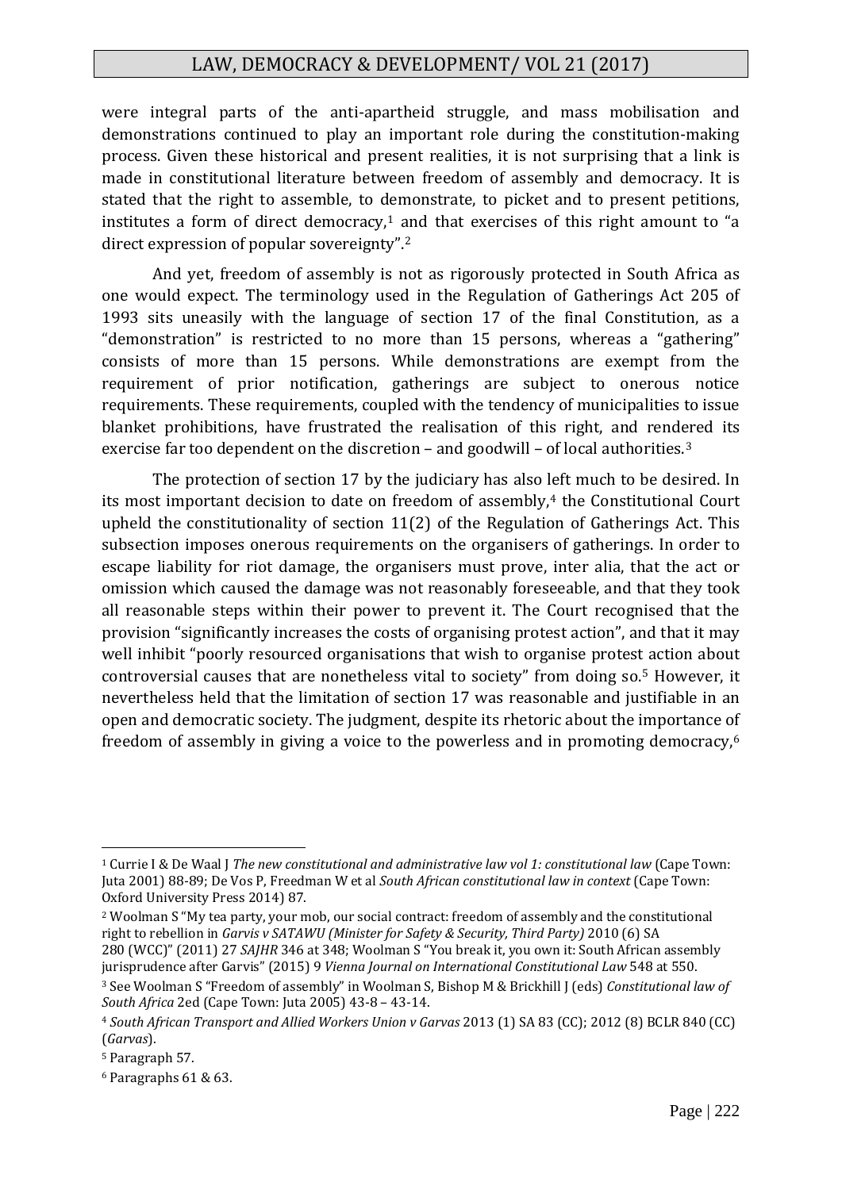were integral parts of the anti-apartheid struggle, and mass mobilisation and demonstrations continued to play an important role during the constitution-making process. Given these historical and present realities, it is not surprising that a link is made in constitutional literature between freedom of assembly and democracy. It is stated that the right to assemble, to demonstrate, to picket and to present petitions, institutes a form of direct democracy,[1] and that exercises of this right amount to "a direct expression of popular sovereignty".[2]

And yet, freedom of assembly is not as rigorously protected in South Africa as one would expect. The terminology used in the Regulation of Gatherings Act 205 of 1993 sits uneasily with the language of section 17 of the final Constitution, as a "demonstration" is restricted to no more than 15 persons, whereas a "gathering" consists of more than 15 persons. While demonstrations are exempt from the requirement of prior notification, gatherings are subject to onerous notice requirements. These requirements, coupled with the tendency of municipalities to issue blanket prohibitions, have frustrated the realisation of this right, and rendered its exercise far too dependent on the discretion – and goodwill – of local authorities.[3]

The protection of section 17 by the judiciary has also left much to be desired. In its most important decision to date on freedom of assembly,[4] the Constitutional Court upheld the constitutionality of section 11(2) of the Regulation of Gatherings Act. This subsection imposes onerous requirements on the organisers of gatherings. In order to escape liability for riot damage, the organisers must prove, inter alia, that the act or omission which caused the damage was not reasonably foreseeable, and that they took all reasonable steps within their power to prevent it. The Court recognised that the provision "significantly increases the costs of organising protest action", and that it may well inhibit "poorly resourced organisations that wish to organise protest action about controversial causes that are nonetheless vital to society" from doing so.[5] However, it nevertheless held that the limitation of section 17 was reasonable and justifiable in an open and democratic society. The judgment, despite its rhetoric about the importance of freedom of assembly in giving a voice to the powerless and in promoting democracy,[6]

---

[1] Currie I & De Waal J *The new constitutional and administrative law vol 1: constitutional law* (Cape Town: Juta 2001) 88-89; De Vos P, Freedman W et al *South African constitutional law in context* (Cape Town: Oxford University Press 2014) 87.

[2] Woolman S "My tea party, your mob, our social contract: freedom of assembly and the constitutional right to rebellion in *Garvis v SATAWU (Minister for Safety & Security, Third Party)* 2010 (6) SA 280 (WCC)" (2011) 27 *SAJHR* 346 at 348; Woolman S "You break it, you own it: South African assembly jurisprudence after Garvis" (2015) 9 *Vienna Journal on International Constitutional Law* 548 at 550.

[3] See Woolman S "Freedom of assembly" in Woolman S, Bishop M & Brickhill J (eds) *Constitutional law of South Africa* 2ed (Cape Town: Juta 2005) 43-8 – 43-14.

[4] *South African Transport and Allied Workers Union v Garvas* 2013 (1) SA 83 (CC); 2012 (8) BCLR 840 (CC) (*Garvas*).

[5] Paragraph 57.

[6] Paragraphs 61 & 63.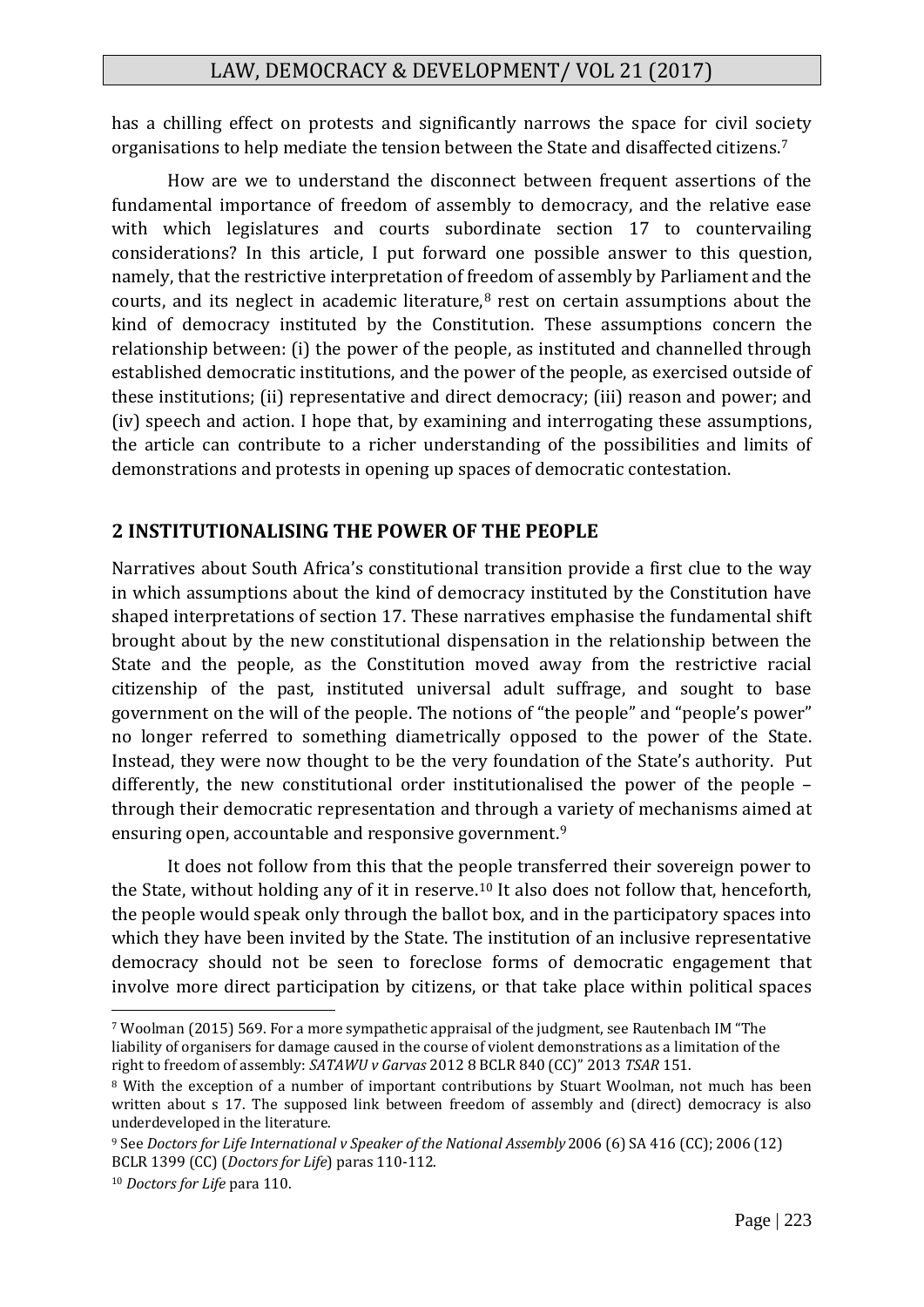has a chilling effect on protests and significantly narrows the space for civil society organisations to help mediate the tension between the State and disaffected citizens.[7]

How are we to understand the disconnect between frequent assertions of the fundamental importance of freedom of assembly to democracy, and the relative ease with which legislatures and courts subordinate section 17 to countervailing considerations? In this article, I put forward one possible answer to this question, namely, that the restrictive interpretation of freedom of assembly by Parliament and the courts, and its neglect in academic literature,[8] rest on certain assumptions about the kind of democracy instituted by the Constitution. These assumptions concern the relationship between: (i) the power of the people, as instituted and channelled through established democratic institutions, and the power of the people, as exercised outside of these institutions; (ii) representative and direct democracy; (iii) reason and power; and (iv) speech and action. I hope that, by examining and interrogating these assumptions, the article can contribute to a richer understanding of the possibilities and limits of demonstrations and protests in opening up spaces of democratic contestation.

## 2 INSTITUTIONALISING THE POWER OF THE PEOPLE

Narratives about South Africa's constitutional transition provide a first clue to the way in which assumptions about the kind of democracy instituted by the Constitution have shaped interpretations of section 17. These narratives emphasise the fundamental shift brought about by the new constitutional dispensation in the relationship between the State and the people, as the Constitution moved away from the restrictive racial citizenship of the past, instituted universal adult suffrage, and sought to base government on the will of the people. The notions of "the people" and "people's power" no longer referred to something diametrically opposed to the power of the State. Instead, they were now thought to be the very foundation of the State's authority. Put differently, the new constitutional order institutionalised the power of the people – through their democratic representation and through a variety of mechanisms aimed at ensuring open, accountable and responsive government.[9]

It does not follow from this that the people transferred their sovereign power to the State, without holding any of it in reserve.[10] It also does not follow that, henceforth, the people would speak only through the ballot box, and in the participatory spaces into which they have been invited by the State. The institution of an inclusive representative democracy should not be seen to foreclose forms of democratic engagement that involve more direct participation by citizens, or that take place within political spaces

---

[7] Woolman (2015) 569. For a more sympathetic appraisal of the judgment, see Rautenbach IM "The liability of organisers for damage caused in the course of violent demonstrations as a limitation of the right to freedom of assembly: *SATAWU v Garvas* 2012 8 BCLR 840 (CC)" 2013 *TSAR* 151.

[8] With the exception of a number of important contributions by Stuart Woolman, not much has been written about s 17. The supposed link between freedom of assembly and (direct) democracy is also underdeveloped in the literature.

[9] See *Doctors for Life International v Speaker of the National Assembly* 2006 (6) SA 416 (CC); 2006 (12) BCLR 1399 (CC) (*Doctors for Life*) paras 110-112.

[10] *Doctors for Life* para 110.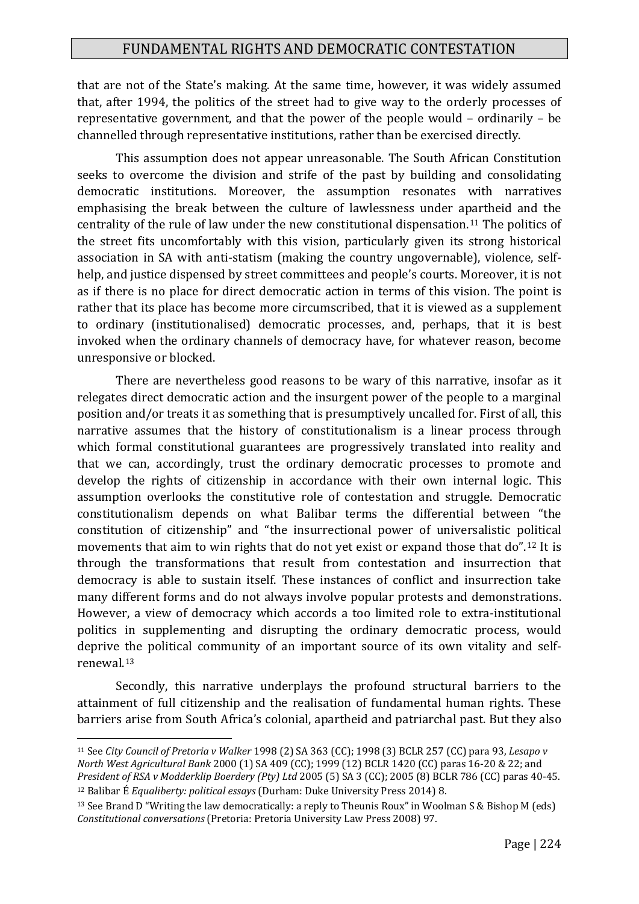that are not of the State's making. At the same time, however, it was widely assumed that, after 1994, the politics of the street had to give way to the orderly processes of representative government, and that the power of the people would – ordinarily – be channelled through representative institutions, rather than be exercised directly.

This assumption does not appear unreasonable. The South African Constitution seeks to overcome the division and strife of the past by building and consolidating democratic institutions. Moreover, the assumption resonates with narratives emphasising the break between the culture of lawlessness under apartheid and the centrality of the rule of law under the new constitutional dispensation.[11] The politics of the street fits uncomfortably with this vision, particularly given its strong historical association in SA with anti-statism (making the country ungovernable), violence, self-help, and justice dispensed by street committees and people's courts. Moreover, it is not as if there is no place for direct democratic action in terms of this vision. The point is rather that its place has become more circumscribed, that it is viewed as a supplement to ordinary (institutionalised) democratic processes, and, perhaps, that it is best invoked when the ordinary channels of democracy have, for whatever reason, become unresponsive or blocked.

There are nevertheless good reasons to be wary of this narrative, insofar as it relegates direct democratic action and the insurgent power of the people to a marginal position and/or treats it as something that is presumptively uncalled for. First of all, this narrative assumes that the history of constitutionalism is a linear process through which formal constitutional guarantees are progressively translated into reality and that we can, accordingly, trust the ordinary democratic processes to promote and develop the rights of citizenship in accordance with their own internal logic. This assumption overlooks the constitutive role of contestation and struggle. Democratic constitutionalism depends on what Balibar terms the differential between "the constitution of citizenship" and "the insurrectional power of universalistic political movements that aim to win rights that do not yet exist or expand those that do".[12] It is through the transformations that result from contestation and insurrection that democracy is able to sustain itself. These instances of conflict and insurrection take many different forms and do not always involve popular protests and demonstrations. However, a view of democracy which accords a too limited role to extra-institutional politics in supplementing and disrupting the ordinary democratic process, would deprive the political community of an important source of its own vitality and self-renewal.[13]

Secondly, this narrative underplays the profound structural barriers to the attainment of full citizenship and the realisation of fundamental human rights. These barriers arise from South Africa's colonial, apartheid and patriarchal past. But they also

---

[11] See *City Council of Pretoria v Walker* 1998 (2) SA 363 (CC); 1998 (3) BCLR 257 (CC) para 93, *Lesapo v North West Agricultural Bank* 2000 (1) SA 409 (CC); 1999 (12) BCLR 1420 (CC) paras 16-20 & 22; and *President of RSA v Modderklip Boerdery (Pty) Ltd* 2005 (5) SA 3 (CC); 2005 (8) BCLR 786 (CC) paras 40-45.

[12] Balibar É *Equaliberty: political essays* (Durham: Duke University Press 2014) 8.

[13] See Brand D "Writing the law democratically: a reply to Theunis Roux" in Woolman S & Bishop M (eds) *Constitutional conversations* (Pretoria: Pretoria University Law Press 2008) 97.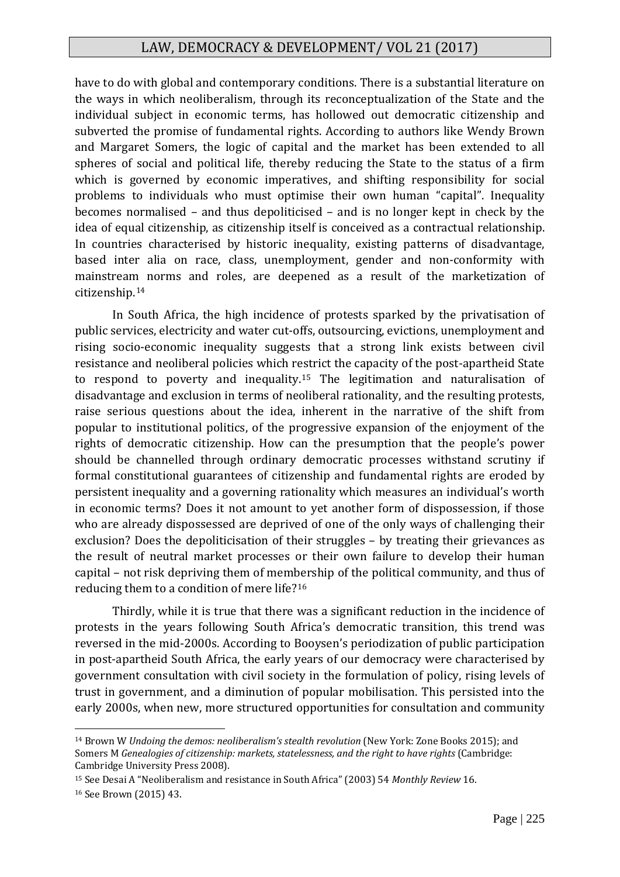have to do with global and contemporary conditions. There is a substantial literature on the ways in which neoliberalism, through its reconceptualization of the State and the individual subject in economic terms, has hollowed out democratic citizenship and subverted the promise of fundamental rights. According to authors like Wendy Brown and Margaret Somers, the logic of capital and the market has been extended to all spheres of social and political life, thereby reducing the State to the status of a firm which is governed by economic imperatives, and shifting responsibility for social problems to individuals who must optimise their own human "capital". Inequality becomes normalised – and thus depoliticised – and is no longer kept in check by the idea of equal citizenship, as citizenship itself is conceived as a contractual relationship. In countries characterised by historic inequality, existing patterns of disadvantage, based inter alia on race, class, unemployment, gender and non-conformity with mainstream norms and roles, are deepened as a result of the marketization of citizenship.[14]

In South Africa, the high incidence of protests sparked by the privatisation of public services, electricity and water cut-offs, outsourcing, evictions, unemployment and rising socio-economic inequality suggests that a strong link exists between civil resistance and neoliberal policies which restrict the capacity of the post-apartheid State to respond to poverty and inequality.[15] The legitimation and naturalisation of disadvantage and exclusion in terms of neoliberal rationality, and the resulting protests, raise serious questions about the idea, inherent in the narrative of the shift from popular to institutional politics, of the progressive expansion of the enjoyment of the rights of democratic citizenship. How can the presumption that the people's power should be channelled through ordinary democratic processes withstand scrutiny if formal constitutional guarantees of citizenship and fundamental rights are eroded by persistent inequality and a governing rationality which measures an individual's worth in economic terms? Does it not amount to yet another form of dispossession, if those who are already dispossessed are deprived of one of the only ways of challenging their exclusion? Does the depoliticisation of their struggles – by treating their grievances as the result of neutral market processes or their own failure to develop their human capital – not risk depriving them of membership of the political community, and thus of reducing them to a condition of mere life?[16]

Thirdly, while it is true that there was a significant reduction in the incidence of protests in the years following South Africa's democratic transition, this trend was reversed in the mid-2000s. According to Booysen's periodization of public participation in post-apartheid South Africa, the early years of our democracy were characterised by government consultation with civil society in the formulation of policy, rising levels of trust in government, and a diminution of popular mobilisation. This persisted into the early 2000s, when new, more structured opportunities for consultation and community

---

[14] Brown W *Undoing the demos: neoliberalism's stealth revolution* (New York: Zone Books 2015); and Somers M *Genealogies of citizenship: markets, statelessness, and the right to have rights* (Cambridge: Cambridge University Press 2008).

[15] See Desai A "Neoliberalism and resistance in South Africa" (2003) 54 *Monthly Review* 16.

[16] See Brown (2015) 43.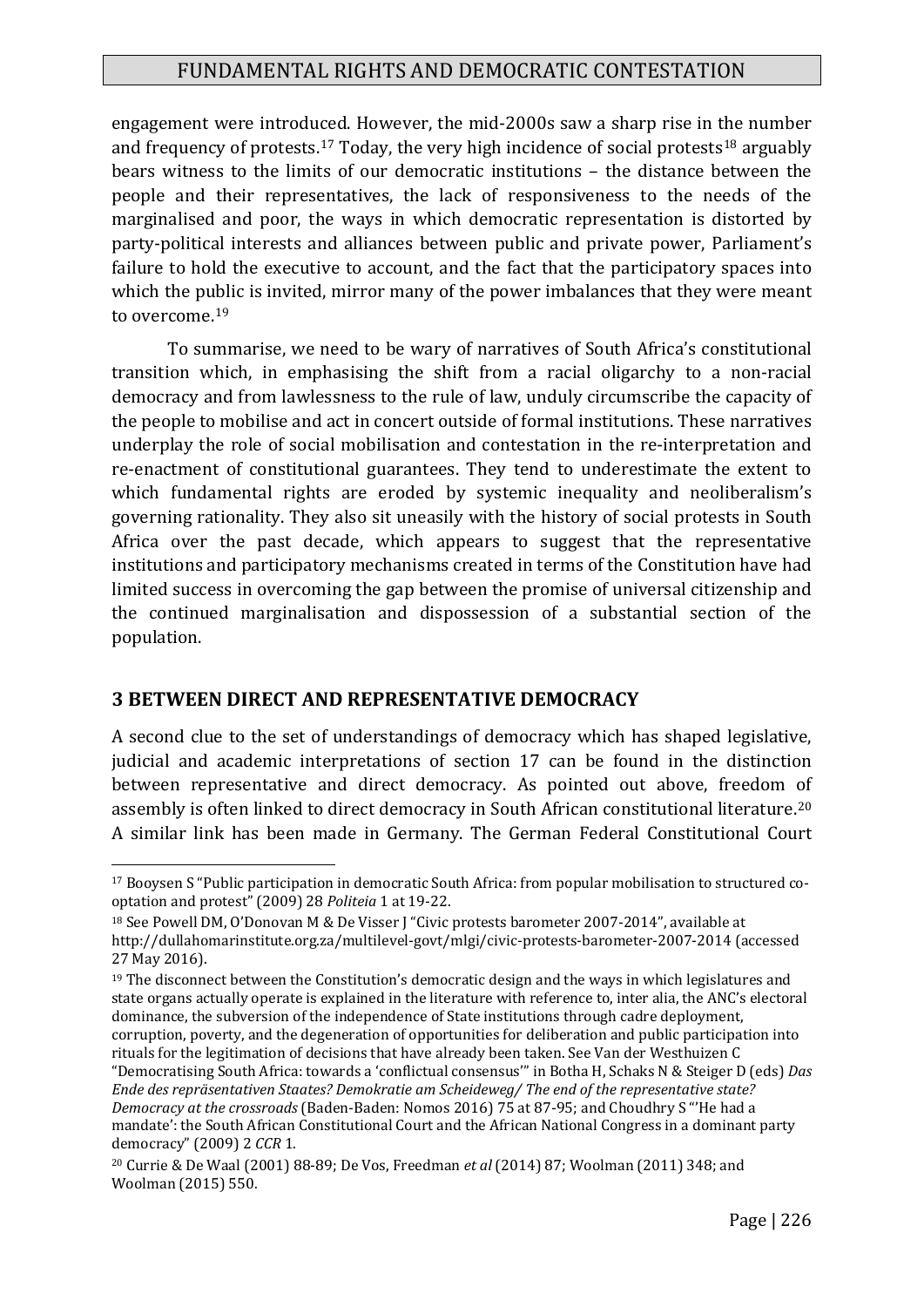engagement were introduced. However, the mid-2000s saw a sharp rise in the number and frequency of protests.[17] Today, the very high incidence of social protests[18] arguably bears witness to the limits of our democratic institutions – the distance between the people and their representatives, the lack of responsiveness to the needs of the marginalised and poor, the ways in which democratic representation is distorted by party-political interests and alliances between public and private power, Parliament's failure to hold the executive to account, and the fact that the participatory spaces into which the public is invited, mirror many of the power imbalances that they were meant to overcome.[19]

To summarise, we need to be wary of narratives of South Africa's constitutional transition which, in emphasising the shift from a racial oligarchy to a non-racial democracy and from lawlessness to the rule of law, unduly circumscribe the capacity of the people to mobilise and act in concert outside of formal institutions. These narratives underplay the role of social mobilisation and contestation in the re-interpretation and re-enactment of constitutional guarantees. They tend to underestimate the extent to which fundamental rights are eroded by systemic inequality and neoliberalism's governing rationality. They also sit uneasily with the history of social protests in South Africa over the past decade, which appears to suggest that the representative institutions and participatory mechanisms created in terms of the Constitution have had limited success in overcoming the gap between the promise of universal citizenship and the continued marginalisation and dispossession of a substantial section of the population.

## 3 BETWEEN DIRECT AND REPRESENTATIVE DEMOCRACY

A second clue to the set of understandings of democracy which has shaped legislative, judicial and academic interpretations of section 17 can be found in the distinction between representative and direct democracy. As pointed out above, freedom of assembly is often linked to direct democracy in South African constitutional literature.[20] A similar link has been made in Germany. The German Federal Constitutional Court

---

[17] Booysen S "Public participation in democratic South Africa: from popular mobilisation to structured co-optation and protest" (2009) 28 *Politeia* 1 at 19-22.

[18] See Powell DM, O'Donovan M & De Visser J "Civic protests barometer 2007-2014", available at http://dullahomarinstitute.org.za/multilevel-govt/mlgi/civic-protests-barometer-2007-2014 (accessed 27 May 2016).

[19] The disconnect between the Constitution's democratic design and the ways in which legislatures and state organs actually operate is explained in the literature with reference to, inter alia, the ANC's electoral dominance, the subversion of the independence of State institutions through cadre deployment, corruption, poverty, and the degeneration of opportunities for deliberation and public participation into rituals for the legitimation of decisions that have already been taken. See Van der Westhuizen C "Democratising South Africa: towards a 'conflictual consensus'" in Botha H, Schaks N & Steiger D (eds) *Das Ende des repräsentativen Staates? Demokratie am Scheideweg/ The end of the representative state? Democracy at the crossroads* (Baden-Baden: Nomos 2016) 75 at 87-95; and Choudhry S "'He had a mandate': the South African Constitutional Court and the African National Congress in a dominant party democracy" (2009) 2 *CCR* 1.

[20] Currie & De Waal (2001) 88-89; De Vos, Freedman *et al* (2014) 87; Woolman (2011) 348; and Woolman (2015) 550.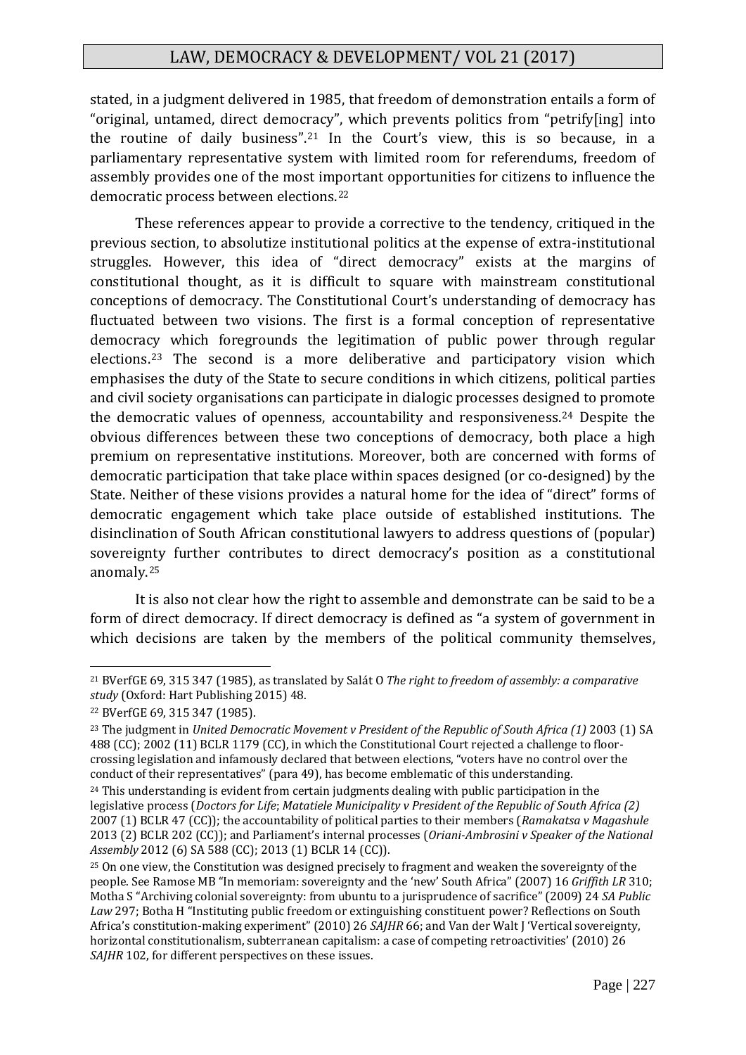stated, in a judgment delivered in 1985, that freedom of demonstration entails a form of "original, untamed, direct democracy", which prevents politics from "petrify[ing] into the routine of daily business".[21] In the Court's view, this is so because, in a parliamentary representative system with limited room for referendums, freedom of assembly provides one of the most important opportunities for citizens to influence the democratic process between elections.[22]

These references appear to provide a corrective to the tendency, critiqued in the previous section, to absolutize institutional politics at the expense of extra-institutional struggles. However, this idea of "direct democracy" exists at the margins of constitutional thought, as it is difficult to square with mainstream constitutional conceptions of democracy. The Constitutional Court's understanding of democracy has fluctuated between two visions. The first is a formal conception of representative democracy which foregrounds the legitimation of public power through regular elections.[23] The second is a more deliberative and participatory vision which emphasises the duty of the State to secure conditions in which citizens, political parties and civil society organisations can participate in dialogic processes designed to promote the democratic values of openness, accountability and responsiveness.[24] Despite the obvious differences between these two conceptions of democracy, both place a high premium on representative institutions. Moreover, both are concerned with forms of democratic participation that take place within spaces designed (or co-designed) by the State. Neither of these visions provides a natural home for the idea of "direct" forms of democratic engagement which take place outside of established institutions. The disinclination of South African constitutional lawyers to address questions of (popular) sovereignty further contributes to direct democracy's position as a constitutional anomaly.[25]

It is also not clear how the right to assemble and demonstrate can be said to be a form of direct democracy. If direct democracy is defined as "a system of government in which decisions are taken by the members of the political community themselves,

---

[21] BVerfGE 69, 315 347 (1985), as translated by Salát O *The right to freedom of assembly: a comparative study* (Oxford: Hart Publishing 2015) 48.

[22] BVerfGE 69, 315 347 (1985).

[23] The judgment in *United Democratic Movement v President of the Republic of South Africa (1)* 2003 (1) SA 488 (CC); 2002 (11) BCLR 1179 (CC), in which the Constitutional Court rejected a challenge to floor-crossing legislation and infamously declared that between elections, "voters have no control over the conduct of their representatives" (para 49), has become emblematic of this understanding.

[24] This understanding is evident from certain judgments dealing with public participation in the legislative process (*Doctors for Life*; *Matatiele Municipality v President of the Republic of South Africa (2)* 2007 (1) BCLR 47 (CC)); the accountability of political parties to their members (*Ramakatsa v Magashule* 2013 (2) BCLR 202 (CC)); and Parliament's internal processes (*Oriani-Ambrosini v Speaker of the National Assembly* 2012 (6) SA 588 (CC); 2013 (1) BCLR 14 (CC)).

[25] On one view, the Constitution was designed precisely to fragment and weaken the sovereignty of the people. See Ramose MB "In memoriam: sovereignty and the 'new' South Africa" (2007) 16 *Griffith LR* 310; Motha S "Archiving colonial sovereignty: from ubuntu to a jurisprudence of sacrifice" (2009) 24 *SA Public Law* 297; Botha H "Instituting public freedom or extinguishing constituent power? Reflections on South Africa's constitution-making experiment" (2010) 26 *SAJHR* 66; and Van der Walt J 'Vertical sovereignty, horizontal constitutionalism, subterranean capitalism: a case of competing retroactivities' (2010) 26 *SAJHR* 102, for different perspectives on these issues.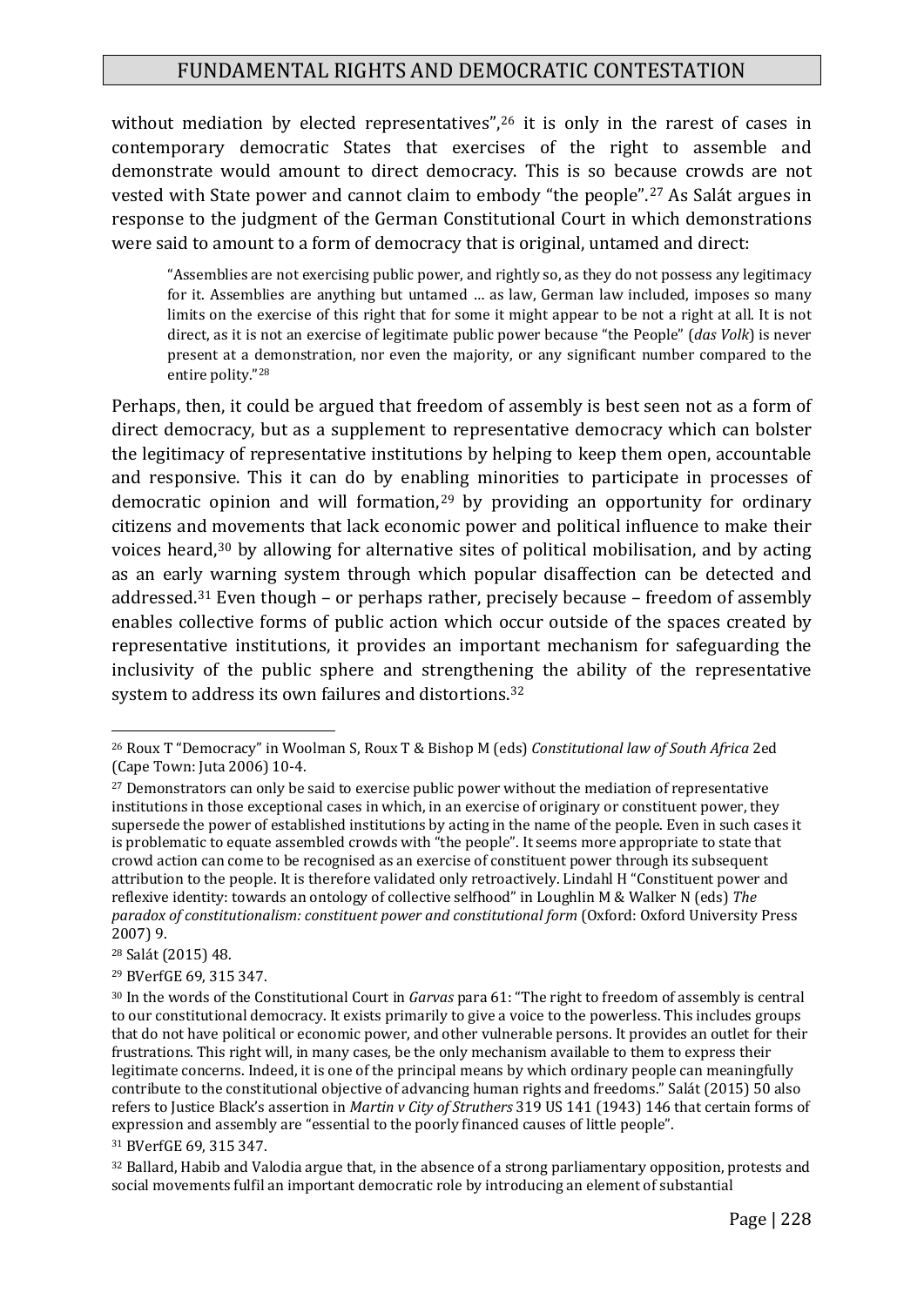without mediation by elected representatives",[26] it is only in the rarest of cases in contemporary democratic States that exercises of the right to assemble and demonstrate would amount to direct democracy. This is so because crowds are not vested with State power and cannot claim to embody "the people".[27] As Salát argues in response to the judgment of the German Constitutional Court in which demonstrations were said to amount to a form of democracy that is original, untamed and direct:

> "Assemblies are not exercising public power, and rightly so, as they do not possess any legitimacy for it. Assemblies are anything but untamed … as law, German law included, imposes so many limits on the exercise of this right that for some it might appear to be not a right at all. It is not direct, as it is not an exercise of legitimate public power because "the People" (*das Volk*) is never present at a demonstration, nor even the majority, or any significant number compared to the entire polity."[28]

Perhaps, then, it could be argued that freedom of assembly is best seen not as a form of direct democracy, but as a supplement to representative democracy which can bolster the legitimacy of representative institutions by helping to keep them open, accountable and responsive. This it can do by enabling minorities to participate in processes of democratic opinion and will formation,[29] by providing an opportunity for ordinary citizens and movements that lack economic power and political influence to make their voices heard,[30] by allowing for alternative sites of political mobilisation, and by acting as an early warning system through which popular disaffection can be detected and addressed.[31] Even though – or perhaps rather, precisely because – freedom of assembly enables collective forms of public action which occur outside of the spaces created by representative institutions, it provides an important mechanism for safeguarding the inclusivity of the public sphere and strengthening the ability of the representative system to address its own failures and distortions.[32]

---

[26] Roux T "Democracy" in Woolman S, Roux T & Bishop M (eds) *Constitutional law of South Africa* 2ed (Cape Town: Juta 2006) 10-4.

[27] Demonstrators can only be said to exercise public power without the mediation of representative institutions in those exceptional cases in which, in an exercise of originary or constituent power, they supersede the power of established institutions by acting in the name of the people. Even in such cases it is problematic to equate assembled crowds with "the people". It seems more appropriate to state that crowd action can come to be recognised as an exercise of constituent power through its subsequent attribution to the people. It is therefore validated only retroactively. Lindahl H "Constituent power and reflexive identity: towards an ontology of collective selfhood" in Loughlin M & Walker N (eds) *The paradox of constitutionalism: constituent power and constitutional form* (Oxford: Oxford University Press 2007) 9.

[28] Salát (2015) 48.

[29] BVerfGE 69, 315 347.

[30] In the words of the Constitutional Court in *Garvas* para 61: "The right to freedom of assembly is central to our constitutional democracy. It exists primarily to give a voice to the powerless. This includes groups that do not have political or economic power, and other vulnerable persons. It provides an outlet for their frustrations. This right will, in many cases, be the only mechanism available to them to express their legitimate concerns. Indeed, it is one of the principal means by which ordinary people can meaningfully contribute to the constitutional objective of advancing human rights and freedoms." Salát (2015) 50 also refers to Justice Black's assertion in *Martin v City of Struthers* 319 US 141 (1943) 146 that certain forms of expression and assembly are "essential to the poorly financed causes of little people".

[31] BVerfGE 69, 315 347.

[32] Ballard, Habib and Valodia argue that, in the absence of a strong parliamentary opposition, protests and social movements fulfil an important democratic role by introducing an element of substantial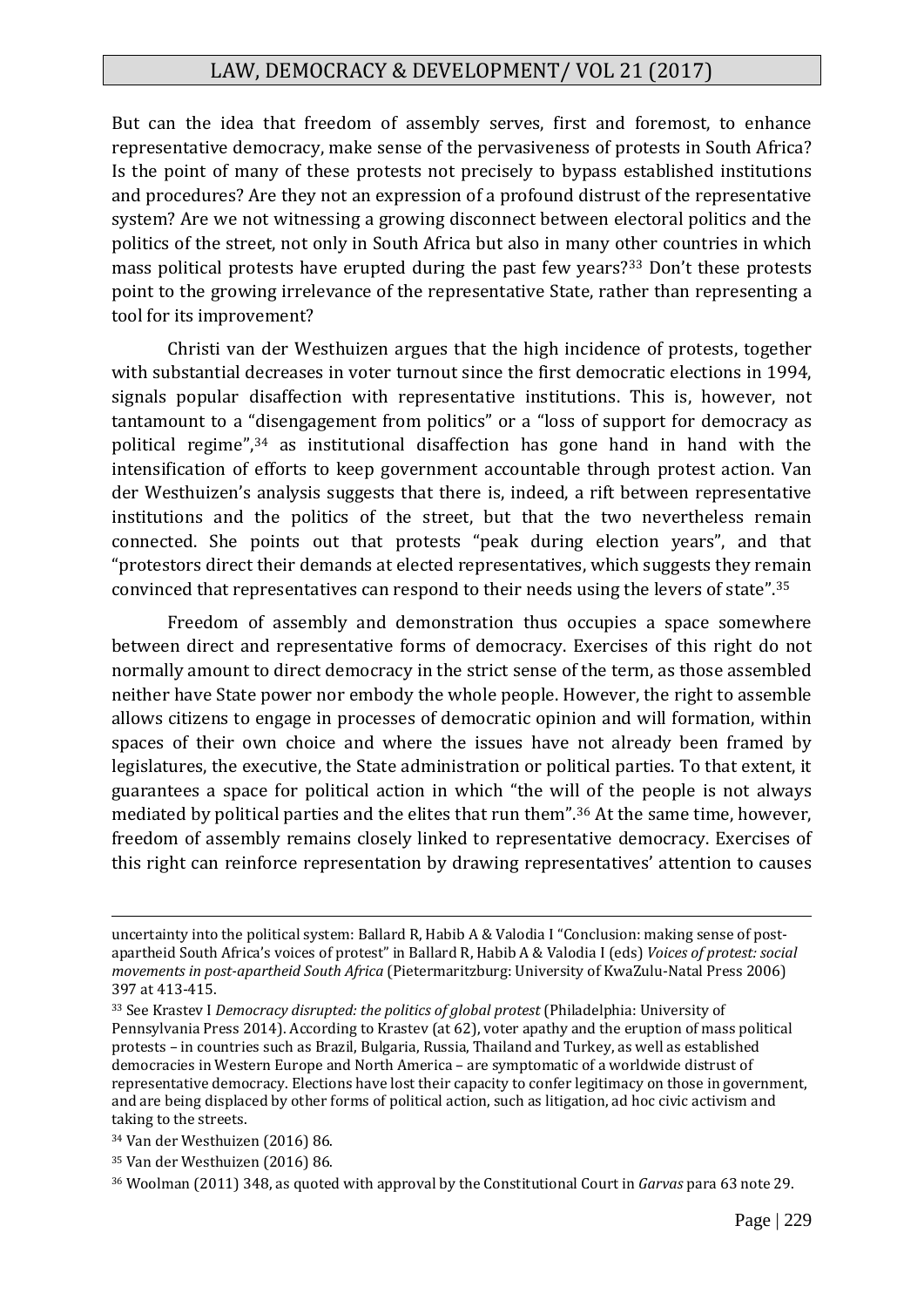But can the idea that freedom of assembly serves, first and foremost, to enhance representative democracy, make sense of the pervasiveness of protests in South Africa? Is the point of many of these protests not precisely to bypass established institutions and procedures? Are they not an expression of a profound distrust of the representative system? Are we not witnessing a growing disconnect between electoral politics and the politics of the street, not only in South Africa but also in many other countries in which mass political protests have erupted during the past few years?[33] Don't these protests point to the growing irrelevance of the representative State, rather than representing a tool for its improvement?

Christi van der Westhuizen argues that the high incidence of protests, together with substantial decreases in voter turnout since the first democratic elections in 1994, signals popular disaffection with representative institutions. This is, however, not tantamount to a "disengagement from politics" or a "loss of support for democracy as political regime",[34] as institutional disaffection has gone hand in hand with the intensification of efforts to keep government accountable through protest action. Van der Westhuizen's analysis suggests that there is, indeed, a rift between representative institutions and the politics of the street, but that the two nevertheless remain connected. She points out that protests "peak during election years", and that "protestors direct their demands at elected representatives, which suggests they remain convinced that representatives can respond to their needs using the levers of state".[35]

Freedom of assembly and demonstration thus occupies a space somewhere between direct and representative forms of democracy. Exercises of this right do not normally amount to direct democracy in the strict sense of the term, as those assembled neither have State power nor embody the whole people. However, the right to assemble allows citizens to engage in processes of democratic opinion and will formation, within spaces of their own choice and where the issues have not already been framed by legislatures, the executive, the State administration or political parties. To that extent, it guarantees a space for political action in which "the will of the people is not always mediated by political parties and the elites that run them".[36] At the same time, however, freedom of assembly remains closely linked to representative democracy. Exercises of this right can reinforce representation by drawing representatives' attention to causes

---

uncertainty into the political system: Ballard R, Habib A & Valodia I "Conclusion: making sense of post-apartheid South Africa's voices of protest" in Ballard R, Habib A & Valodia I (eds) *Voices of protest: social movements in post-apartheid South Africa* (Pietermaritzburg: University of KwaZulu-Natal Press 2006) 397 at 413-415.

[33] See Krastev I *Democracy disrupted: the politics of global protest* (Philadelphia: University of Pennsylvania Press 2014). According to Krastev (at 62), voter apathy and the eruption of mass political protests – in countries such as Brazil, Bulgaria, Russia, Thailand and Turkey, as well as established democracies in Western Europe and North America – are symptomatic of a worldwide distrust of representative democracy. Elections have lost their capacity to confer legitimacy on those in government, and are being displaced by other forms of political action, such as litigation, ad hoc civic activism and taking to the streets.

[34] Van der Westhuizen (2016) 86.

[35] Van der Westhuizen (2016) 86.

[36] Woolman (2011) 348, as quoted with approval by the Constitutional Court in *Garvas* para 63 note 29.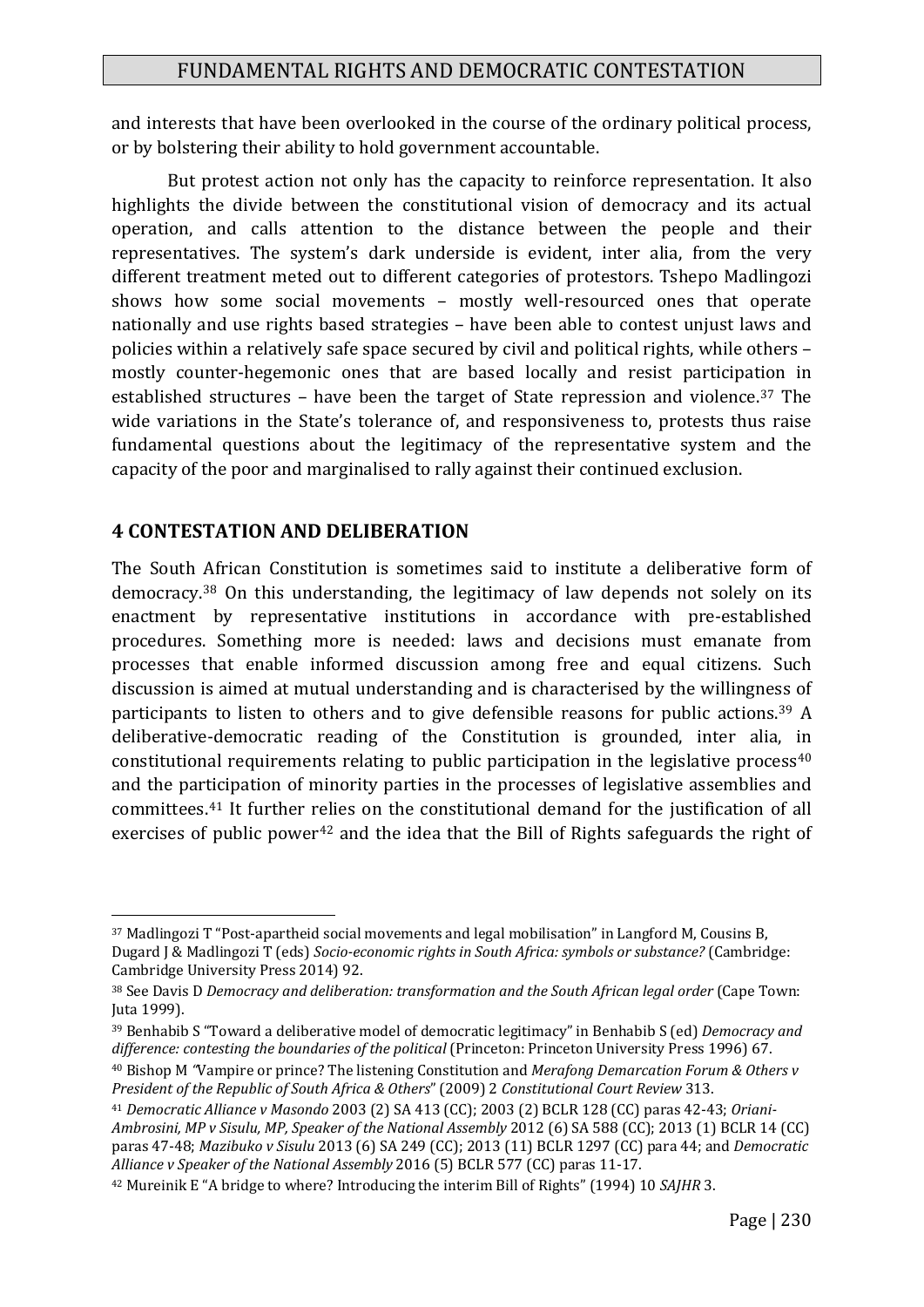and interests that have been overlooked in the course of the ordinary political process, or by bolstering their ability to hold government accountable.

But protest action not only has the capacity to reinforce representation. It also highlights the divide between the constitutional vision of democracy and its actual operation, and calls attention to the distance between the people and their representatives. The system's dark underside is evident, inter alia, from the very different treatment meted out to different categories of protestors. Tshepo Madlingozi shows how some social movements – mostly well-resourced ones that operate nationally and use rights based strategies – have been able to contest unjust laws and policies within a relatively safe space secured by civil and political rights, while others – mostly counter-hegemonic ones that are based locally and resist participation in established structures – have been the target of State repression and violence.[37] The wide variations in the State's tolerance of, and responsiveness to, protests thus raise fundamental questions about the legitimacy of the representative system and the capacity of the poor and marginalised to rally against their continued exclusion.

## 4 CONTESTATION AND DELIBERATION

The South African Constitution is sometimes said to institute a deliberative form of democracy.[38] On this understanding, the legitimacy of law depends not solely on its enactment by representative institutions in accordance with pre-established procedures. Something more is needed: laws and decisions must emanate from processes that enable informed discussion among free and equal citizens. Such discussion is aimed at mutual understanding and is characterised by the willingness of participants to listen to others and to give defensible reasons for public actions.[39] A deliberative-democratic reading of the Constitution is grounded, inter alia, in constitutional requirements relating to public participation in the legislative process[40] and the participation of minority parties in the processes of legislative assemblies and committees.[41] It further relies on the constitutional demand for the justification of all exercises of public power[42] and the idea that the Bill of Rights safeguards the right of

---

[37] Madlingozi T "Post-apartheid social movements and legal mobilisation" in Langford M, Cousins B, Dugard J & Madlingozi T (eds) *Socio-economic rights in South Africa: symbols or substance?* (Cambridge: Cambridge University Press 2014) 92.

[38] See Davis D *Democracy and deliberation: transformation and the South African legal order* (Cape Town: Juta 1999).

[39] Benhabib S "Toward a deliberative model of democratic legitimacy" in Benhabib S (ed) *Democracy and difference: contesting the boundaries of the political* (Princeton: Princeton University Press 1996) 67.

[40] Bishop M "Vampire or prince? The listening Constitution and *Merafong Demarcation Forum & Others v President of the Republic of South Africa & Others*" (2009) 2 *Constitutional Court Review* 313.

[41] *Democratic Alliance v Masondo* 2003 (2) SA 413 (CC); 2003 (2) BCLR 128 (CC) paras 42-43; *Oriani-Ambrosini, MP v Sisulu, MP, Speaker of the National Assembly* 2012 (6) SA 588 (CC); 2013 (1) BCLR 14 (CC) paras 47-48; *Mazibuko v Sisulu* 2013 (6) SA 249 (CC); 2013 (11) BCLR 1297 (CC) para 44; and *Democratic Alliance v Speaker of the National Assembly* 2016 (5) BCLR 577 (CC) paras 11-17.

[42] Mureinik E "A bridge to where? Introducing the interim Bill of Rights" (1994) 10 *SAJHR* 3.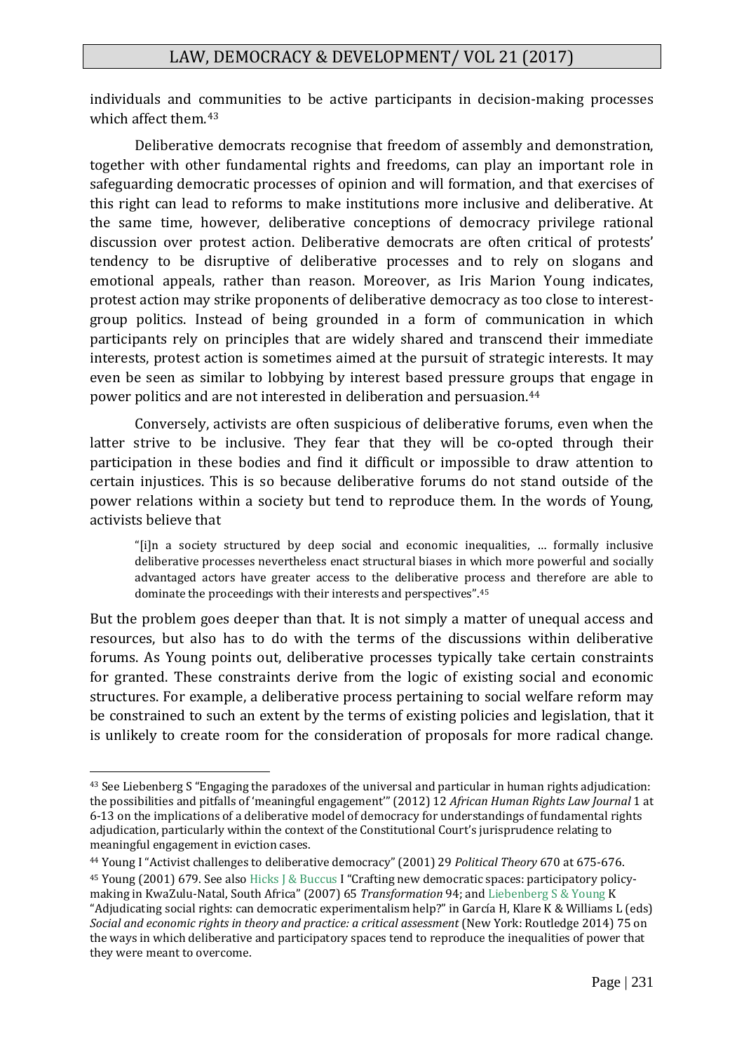individuals and communities to be active participants in decision-making processes which affect them.[43]

Deliberative democrats recognise that freedom of assembly and demonstration, together with other fundamental rights and freedoms, can play an important role in safeguarding democratic processes of opinion and will formation, and that exercises of this right can lead to reforms to make institutions more inclusive and deliberative. At the same time, however, deliberative conceptions of democracy privilege rational discussion over protest action. Deliberative democrats are often critical of protests' tendency to be disruptive of deliberative processes and to rely on slogans and emotional appeals, rather than reason. Moreover, as Iris Marion Young indicates, protest action may strike proponents of deliberative democracy as too close to interest-group politics. Instead of being grounded in a form of communication in which participants rely on principles that are widely shared and transcend their immediate interests, protest action is sometimes aimed at the pursuit of strategic interests. It may even be seen as similar to lobbying by interest based pressure groups that engage in power politics and are not interested in deliberation and persuasion.[44]

Conversely, activists are often suspicious of deliberative forums, even when the latter strive to be inclusive. They fear that they will be co-opted through their participation in these bodies and find it difficult or impossible to draw attention to certain injustices. This is so because deliberative forums do not stand outside of the power relations within a society but tend to reproduce them. In the words of Young, activists believe that

> "[i]n a society structured by deep social and economic inequalities, … formally inclusive deliberative processes nevertheless enact structural biases in which more powerful and socially advantaged actors have greater access to the deliberative process and therefore are able to dominate the proceedings with their interests and perspectives".[45]

But the problem goes deeper than that. It is not simply a matter of unequal access and resources, but also has to do with the terms of the discussions within deliberative forums. As Young points out, deliberative processes typically take certain constraints for granted. These constraints derive from the logic of existing social and economic structures. For example, a deliberative process pertaining to social welfare reform may be constrained to such an extent by the terms of existing policies and legislation, that it is unlikely to create room for the consideration of proposals for more radical change.

---

[43] See Liebenberg S "Engaging the paradoxes of the universal and particular in human rights adjudication: the possibilities and pitfalls of 'meaningful engagement'" (2012) 12 *African Human Rights Law Journal* 1 at 6-13 on the implications of a deliberative model of democracy for understandings of fundamental rights adjudication, particularly within the context of the Constitutional Court's jurisprudence relating to meaningful engagement in eviction cases.

[44] Young I "Activist challenges to deliberative democracy" (2001) 29 *Political Theory* 670 at 675-676.

[45] Young (2001) 679. See also Hicks J & Buccus I "Crafting new democratic spaces: participatory policy-making in KwaZulu-Natal, South Africa" (2007) 65 *Transformation* 94; and Liebenberg S & Young K "Adjudicating social rights: can democratic experimentalism help?" in García H, Klare K & Williams L (eds) *Social and economic rights in theory and practice: a critical assessment* (New York: Routledge 2014) 75 on the ways in which deliberative and participatory spaces tend to reproduce the inequalities of power that they were meant to overcome.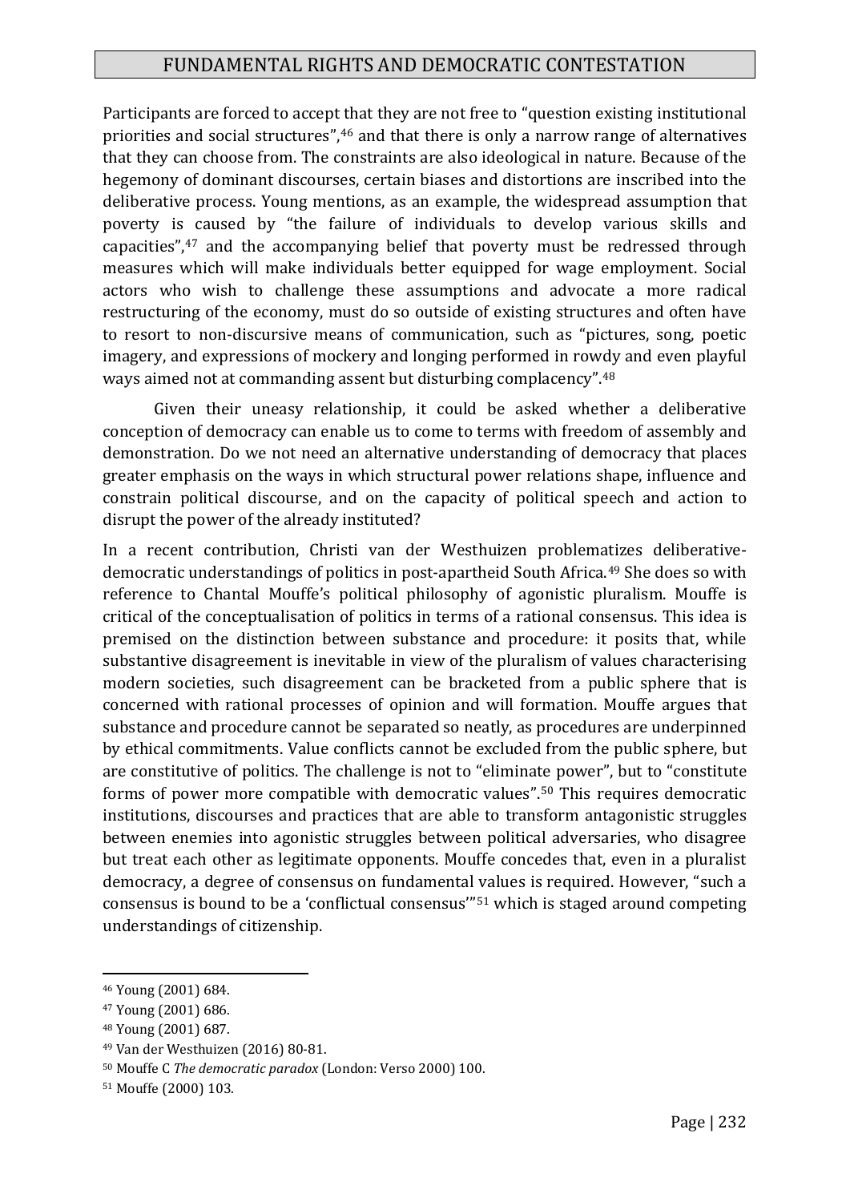Participants are forced to accept that they are not free to "question existing institutional priorities and social structures",[46] and that there is only a narrow range of alternatives that they can choose from. The constraints are also ideological in nature. Because of the hegemony of dominant discourses, certain biases and distortions are inscribed into the deliberative process. Young mentions, as an example, the widespread assumption that poverty is caused by "the failure of individuals to develop various skills and capacities",[47] and the accompanying belief that poverty must be redressed through measures which will make individuals better equipped for wage employment. Social actors who wish to challenge these assumptions and advocate a more radical restructuring of the economy, must do so outside of existing structures and often have to resort to non-discursive means of communication, such as "pictures, song, poetic imagery, and expressions of mockery and longing performed in rowdy and even playful ways aimed not at commanding assent but disturbing complacency".[48]

Given their uneasy relationship, it could be asked whether a deliberative conception of democracy can enable us to come to terms with freedom of assembly and demonstration. Do we not need an alternative understanding of democracy that places greater emphasis on the ways in which structural power relations shape, influence and constrain political discourse, and on the capacity of political speech and action to disrupt the power of the already instituted?

In a recent contribution, Christi van der Westhuizen problematizes deliberative-democratic understandings of politics in post-apartheid South Africa.[49] She does so with reference to Chantal Mouffe's political philosophy of agonistic pluralism. Mouffe is critical of the conceptualisation of politics in terms of a rational consensus. This idea is premised on the distinction between substance and procedure: it posits that, while substantive disagreement is inevitable in view of the pluralism of values characterising modern societies, such disagreement can be bracketed from a public sphere that is concerned with rational processes of opinion and will formation. Mouffe argues that substance and procedure cannot be separated so neatly, as procedures are underpinned by ethical commitments. Value conflicts cannot be excluded from the public sphere, but are constitutive of politics. The challenge is not to "eliminate power", but to "constitute forms of power more compatible with democratic values".[50] This requires democratic institutions, discourses and practices that are able to transform antagonistic struggles between enemies into agonistic struggles between political adversaries, who disagree but treat each other as legitimate opponents. Mouffe concedes that, even in a pluralist democracy, a degree of consensus on fundamental values is required. However, "such a consensus is bound to be a 'conflictual consensus'"[51] which is staged around competing understandings of citizenship.

---

[46] Young (2001) 684.

[47] Young (2001) 686.

[48] Young (2001) 687.

[49] Van der Westhuizen (2016) 80-81.

[50] Mouffe C *The democratic paradox* (London: Verso 2000) 100.

[51] Mouffe (2000) 103.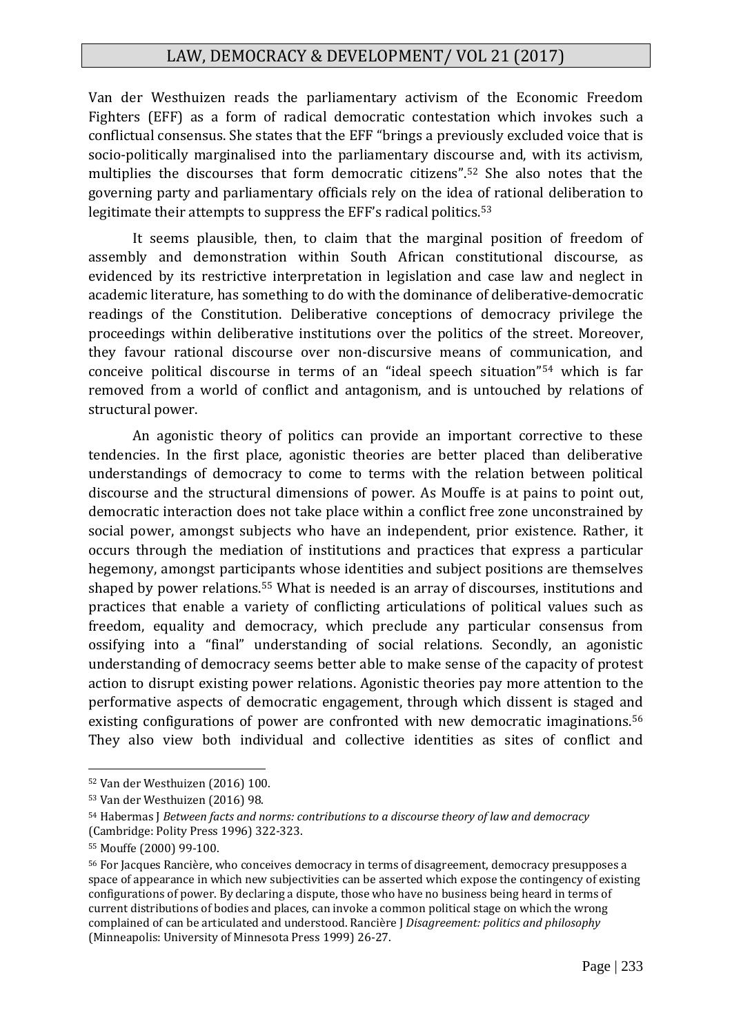Van der Westhuizen reads the parliamentary activism of the Economic Freedom Fighters (EFF) as a form of radical democratic contestation which invokes such a conflictual consensus. She states that the EFF "brings a previously excluded voice that is socio-politically marginalised into the parliamentary discourse and, with its activism, multiplies the discourses that form democratic citizens".[52] She also notes that the governing party and parliamentary officials rely on the idea of rational deliberation to legitimate their attempts to suppress the EFF's radical politics.[53]

It seems plausible, then, to claim that the marginal position of freedom of assembly and demonstration within South African constitutional discourse, as evidenced by its restrictive interpretation in legislation and case law and neglect in academic literature, has something to do with the dominance of deliberative-democratic readings of the Constitution. Deliberative conceptions of democracy privilege the proceedings within deliberative institutions over the politics of the street. Moreover, they favour rational discourse over non-discursive means of communication, and conceive political discourse in terms of an "ideal speech situation"[54] which is far removed from a world of conflict and antagonism, and is untouched by relations of structural power.

An agonistic theory of politics can provide an important corrective to these tendencies. In the first place, agonistic theories are better placed than deliberative understandings of democracy to come to terms with the relation between political discourse and the structural dimensions of power. As Mouffe is at pains to point out, democratic interaction does not take place within a conflict free zone unconstrained by social power, amongst subjects who have an independent, prior existence. Rather, it occurs through the mediation of institutions and practices that express a particular hegemony, amongst participants whose identities and subject positions are themselves shaped by power relations.[55] What is needed is an array of discourses, institutions and practices that enable a variety of conflicting articulations of political values such as freedom, equality and democracy, which preclude any particular consensus from ossifying into a "final" understanding of social relations. Secondly, an agonistic understanding of democracy seems better able to make sense of the capacity of protest action to disrupt existing power relations. Agonistic theories pay more attention to the performative aspects of democratic engagement, through which dissent is staged and existing configurations of power are confronted with new democratic imaginations.[56] They also view both individual and collective identities as sites of conflict and

---

[52] Van der Westhuizen (2016) 100.

[53] Van der Westhuizen (2016) 98.

[54] Habermas J *Between facts and norms: contributions to a discourse theory of law and democracy* (Cambridge: Polity Press 1996) 322-323.

[55] Mouffe (2000) 99-100.

[56] For Jacques Rancière, who conceives democracy in terms of disagreement, democracy presupposes a space of appearance in which new subjectivities can be asserted which expose the contingency of existing configurations of power. By declaring a dispute, those who have no business being heard in terms of current distributions of bodies and places, can invoke a common political stage on which the wrong complained of can be articulated and understood. Rancière J *Disagreement: politics and philosophy* (Minneapolis: University of Minnesota Press 1999) 26-27.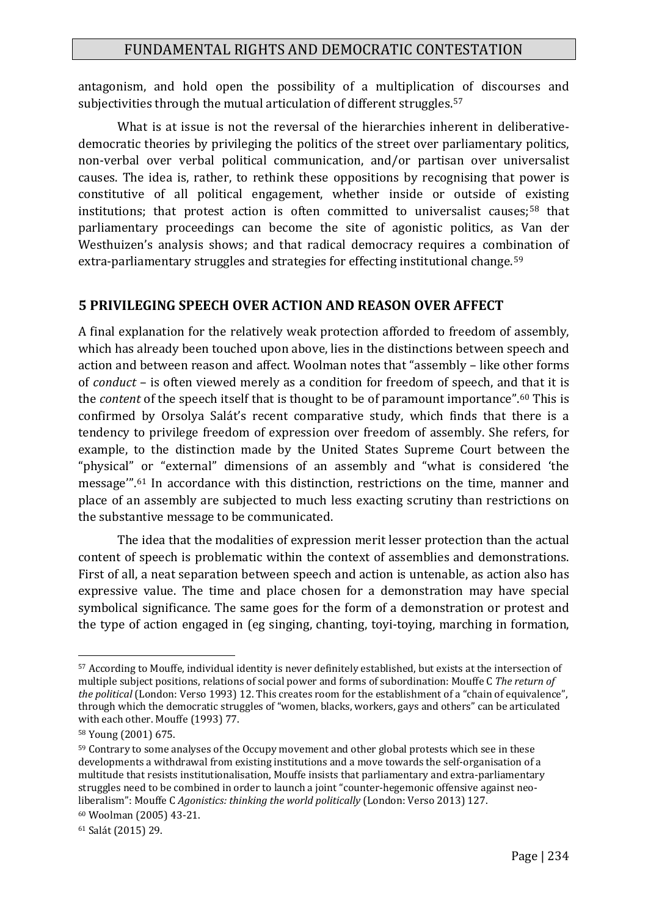antagonism, and hold open the possibility of a multiplication of discourses and subjectivities through the mutual articulation of different struggles.[57]

What is at issue is not the reversal of the hierarchies inherent in deliberative-democratic theories by privileging the politics of the street over parliamentary politics, non-verbal over verbal political communication, and/or partisan over universalist causes. The idea is, rather, to rethink these oppositions by recognising that power is constitutive of all political engagement, whether inside or outside of existing institutions; that protest action is often committed to universalist causes;[58] that parliamentary proceedings can become the site of agonistic politics, as Van der Westhuizen's analysis shows; and that radical democracy requires a combination of extra-parliamentary struggles and strategies for effecting institutional change.[59]

## 5 PRIVILEGING SPEECH OVER ACTION AND REASON OVER AFFECT

A final explanation for the relatively weak protection afforded to freedom of assembly, which has already been touched upon above, lies in the distinctions between speech and action and between reason and affect. Woolman notes that "assembly – like other forms of *conduct* – is often viewed merely as a condition for freedom of speech, and that it is the *content* of the speech itself that is thought to be of paramount importance".[60] This is confirmed by Orsolya Salát's recent comparative study, which finds that there is a tendency to privilege freedom of expression over freedom of assembly. She refers, for example, to the distinction made by the United States Supreme Court between the "physical" or "external" dimensions of an assembly and "what is considered 'the message'".[61] In accordance with this distinction, restrictions on the time, manner and place of an assembly are subjected to much less exacting scrutiny than restrictions on the substantive message to be communicated.

The idea that the modalities of expression merit lesser protection than the actual content of speech is problematic within the context of assemblies and demonstrations. First of all, a neat separation between speech and action is untenable, as action also has expressive value. The time and place chosen for a demonstration may have special symbolical significance. The same goes for the form of a demonstration or protest and the type of action engaged in (eg singing, chanting, toyi-toying, marching in formation,

---

[57] According to Mouffe, individual identity is never definitely established, but exists at the intersection of multiple subject positions, relations of social power and forms of subordination: Mouffe C *The return of the political* (London: Verso 1993) 12. This creates room for the establishment of a "chain of equivalence", through which the democratic struggles of "women, blacks, workers, gays and others" can be articulated with each other. Mouffe (1993) 77.

[58] Young (2001) 675.

[59] Contrary to some analyses of the Occupy movement and other global protests which see in these developments a withdrawal from existing institutions and a move towards the self-organisation of a multitude that resists institutionalisation, Mouffe insists that parliamentary and extra-parliamentary struggles need to be combined in order to launch a joint "counter-hegemonic offensive against neo-liberalism": Mouffe C *Agonistics: thinking the world politically* (London: Verso 2013) 127.

[60] Woolman (2005) 43-21.

[61] Salát (2015) 29.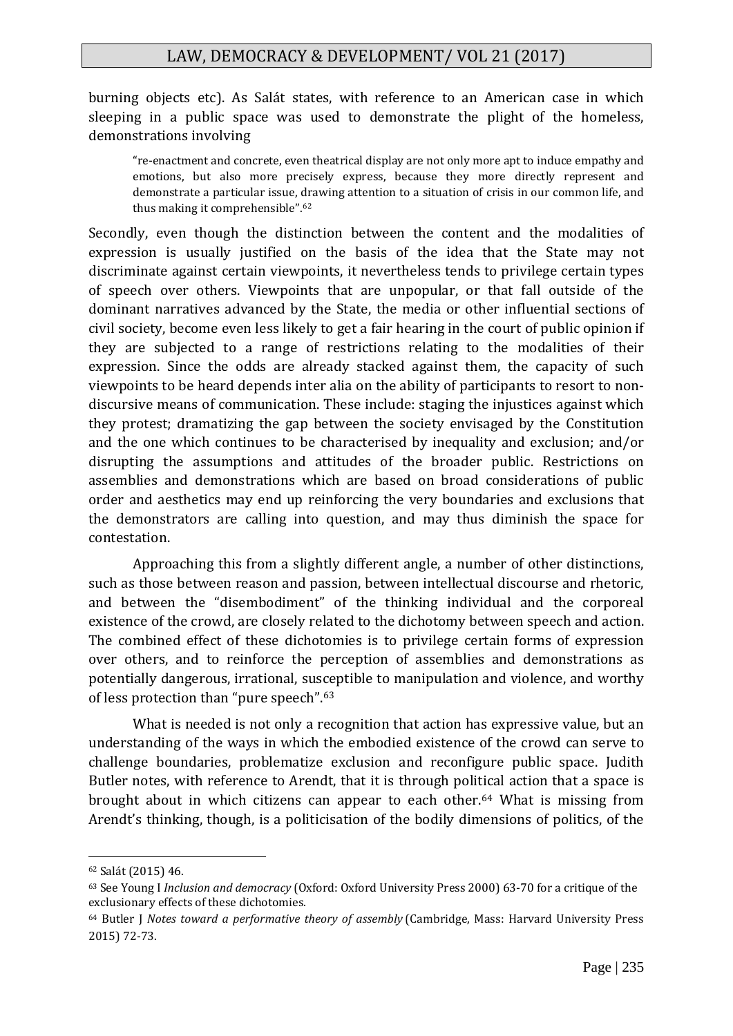burning objects etc). As Salát states, with reference to an American case in which sleeping in a public space was used to demonstrate the plight of the homeless, demonstrations involving

> "re-enactment and concrete, even theatrical display are not only more apt to induce empathy and emotions, but also more precisely express, because they more directly represent and demonstrate a particular issue, drawing attention to a situation of crisis in our common life, and thus making it comprehensible".[62]

Secondly, even though the distinction between the content and the modalities of expression is usually justified on the basis of the idea that the State may not discriminate against certain viewpoints, it nevertheless tends to privilege certain types of speech over others. Viewpoints that are unpopular, or that fall outside of the dominant narratives advanced by the State, the media or other influential sections of civil society, become even less likely to get a fair hearing in the court of public opinion if they are subjected to a range of restrictions relating to the modalities of their expression. Since the odds are already stacked against them, the capacity of such viewpoints to be heard depends inter alia on the ability of participants to resort to non-discursive means of communication. These include: staging the injustices against which they protest; dramatizing the gap between the society envisaged by the Constitution and the one which continues to be characterised by inequality and exclusion; and/or disrupting the assumptions and attitudes of the broader public. Restrictions on assemblies and demonstrations which are based on broad considerations of public order and aesthetics may end up reinforcing the very boundaries and exclusions that the demonstrators are calling into question, and may thus diminish the space for contestation.

Approaching this from a slightly different angle, a number of other distinctions, such as those between reason and passion, between intellectual discourse and rhetoric, and between the "disembodiment" of the thinking individual and the corporeal existence of the crowd, are closely related to the dichotomy between speech and action. The combined effect of these dichotomies is to privilege certain forms of expression over others, and to reinforce the perception of assemblies and demonstrations as potentially dangerous, irrational, susceptible to manipulation and violence, and worthy of less protection than "pure speech".[63]

What is needed is not only a recognition that action has expressive value, but an understanding of the ways in which the embodied existence of the crowd can serve to challenge boundaries, problematize exclusion and reconfigure public space. Judith Butler notes, with reference to Arendt, that it is through political action that a space is brought about in which citizens can appear to each other.[64] What is missing from Arendt's thinking, though, is a politicisation of the bodily dimensions of politics, of the

---

[62] Salát (2015) 46.

[63] See Young I *Inclusion and democracy* (Oxford: Oxford University Press 2000) 63-70 for a critique of the exclusionary effects of these dichotomies.

[64] Butler J *Notes toward a performative theory of assembly* (Cambridge, Mass: Harvard University Press 2015) 72-73.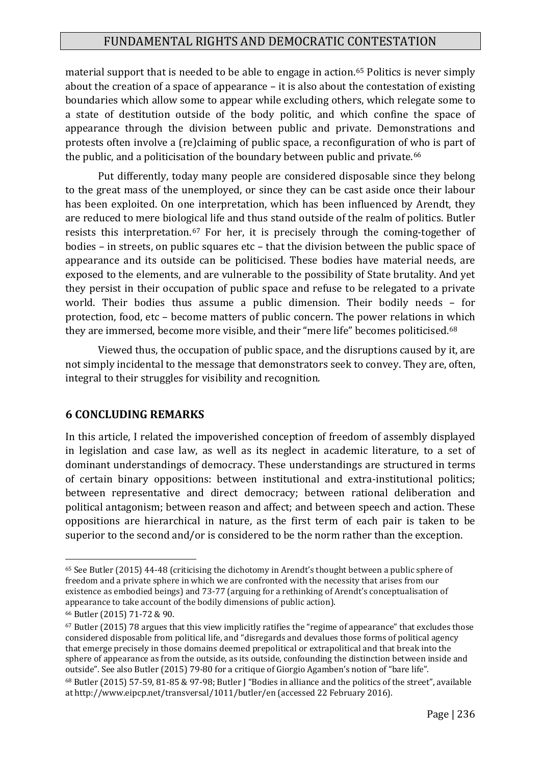material support that is needed to be able to engage in action.[65] Politics is never simply about the creation of a space of appearance – it is also about the contestation of existing boundaries which allow some to appear while excluding others, which relegate some to a state of destitution outside of the body politic, and which confine the space of appearance through the division between public and private. Demonstrations and protests often involve a (re)claiming of public space, a reconfiguration of who is part of the public, and a politicisation of the boundary between public and private.[66]

Put differently, today many people are considered disposable since they belong to the great mass of the unemployed, or since they can be cast aside once their labour has been exploited. On one interpretation, which has been influenced by Arendt, they are reduced to mere biological life and thus stand outside of the realm of politics. Butler resists this interpretation.[67] For her, it is precisely through the coming-together of bodies – in streets, on public squares etc – that the division between the public space of appearance and its outside can be politicised. These bodies have material needs, are exposed to the elements, and are vulnerable to the possibility of State brutality. And yet they persist in their occupation of public space and refuse to be relegated to a private world. Their bodies thus assume a public dimension. Their bodily needs – for protection, food, etc – become matters of public concern. The power relations in which they are immersed, become more visible, and their "mere life" becomes politicised.[68]

Viewed thus, the occupation of public space, and the disruptions caused by it, are not simply incidental to the message that demonstrators seek to convey. They are, often, integral to their struggles for visibility and recognition.

## 6 CONCLUDING REMARKS

In this article, I related the impoverished conception of freedom of assembly displayed in legislation and case law, as well as its neglect in academic literature, to a set of dominant understandings of democracy. These understandings are structured in terms of certain binary oppositions: between institutional and extra-institutional politics; between representative and direct democracy; between rational deliberation and political antagonism; between reason and affect; and between speech and action. These oppositions are hierarchical in nature, as the first term of each pair is taken to be superior to the second and/or is considered to be the norm rather than the exception.

---

[65] See Butler (2015) 44-48 (criticising the dichotomy in Arendt's thought between a public sphere of freedom and a private sphere in which we are confronted with the necessity that arises from our existence as embodied beings) and 73-77 (arguing for a rethinking of Arendt's conceptualisation of appearance to take account of the bodily dimensions of public action).

[66] Butler (2015) 71-72 & 90.

[67] Butler (2015) 78 argues that this view implicitly ratifies the "regime of appearance" that excludes those considered disposable from political life, and "disregards and devalues those forms of political agency that emerge precisely in those domains deemed prepolitical or extrapolitical and that break into the sphere of appearance as from the outside, as its outside, confounding the distinction between inside and outside". See also Butler (2015) 79-80 for a critique of Giorgio Agamben's notion of "bare life".

[68] Butler (2015) 57-59, 81-85 & 97-98; Butler J "Bodies in alliance and the politics of the street", available at http://www.eipcp.net/transversal/1011/butler/en (accessed 22 February 2016).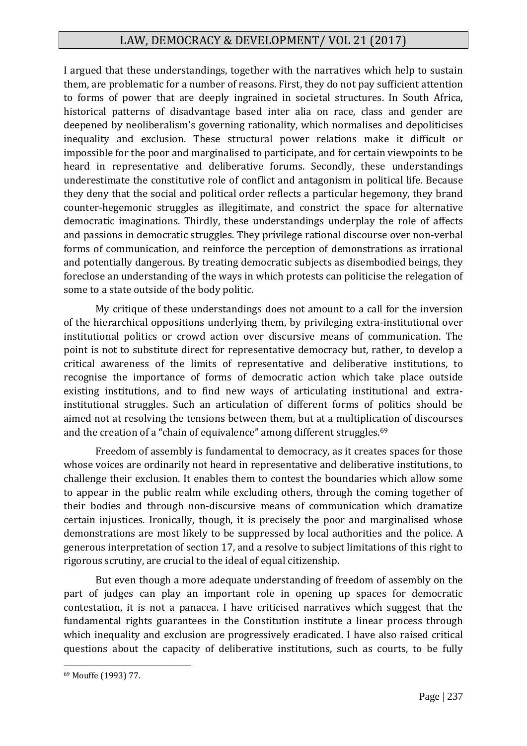I argued that these understandings, together with the narratives which help to sustain them, are problematic for a number of reasons. First, they do not pay sufficient attention to forms of power that are deeply ingrained in societal structures. In South Africa, historical patterns of disadvantage based inter alia on race, class and gender are deepened by neoliberalism's governing rationality, which normalises and depoliticises inequality and exclusion. These structural power relations make it difficult or impossible for the poor and marginalised to participate, and for certain viewpoints to be heard in representative and deliberative forums. Secondly, these understandings underestimate the constitutive role of conflict and antagonism in political life. Because they deny that the social and political order reflects a particular hegemony, they brand counter-hegemonic struggles as illegitimate, and constrict the space for alternative democratic imaginations. Thirdly, these understandings underplay the role of affects and passions in democratic struggles. They privilege rational discourse over non-verbal forms of communication, and reinforce the perception of demonstrations as irrational and potentially dangerous. By treating democratic subjects as disembodied beings, they foreclose an understanding of the ways in which protests can politicise the relegation of some to a state outside of the body politic.

My critique of these understandings does not amount to a call for the inversion of the hierarchical oppositions underlying them, by privileging extra-institutional over institutional politics or crowd action over discursive means of communication. The point is not to substitute direct for representative democracy but, rather, to develop a critical awareness of the limits of representative and deliberative institutions, to recognise the importance of forms of democratic action which take place outside existing institutions, and to find new ways of articulating institutional and extra-institutional struggles. Such an articulation of different forms of politics should be aimed not at resolving the tensions between them, but at a multiplication of discourses and the creation of a "chain of equivalence" among different struggles.[69]

Freedom of assembly is fundamental to democracy, as it creates spaces for those whose voices are ordinarily not heard in representative and deliberative institutions, to challenge their exclusion. It enables them to contest the boundaries which allow some to appear in the public realm while excluding others, through the coming together of their bodies and through non-discursive means of communication which dramatize certain injustices. Ironically, though, it is precisely the poor and marginalised whose demonstrations are most likely to be suppressed by local authorities and the police. A generous interpretation of section 17, and a resolve to subject limitations of this right to rigorous scrutiny, are crucial to the ideal of equal citizenship.

But even though a more adequate understanding of freedom of assembly on the part of judges can play an important role in opening up spaces for democratic contestation, it is not a panacea. I have criticised narratives which suggest that the fundamental rights guarantees in the Constitution institute a linear process through which inequality and exclusion are progressively eradicated. I have also raised critical questions about the capacity of deliberative institutions, such as courts, to be fully

[69] Mouffe (1993) 77.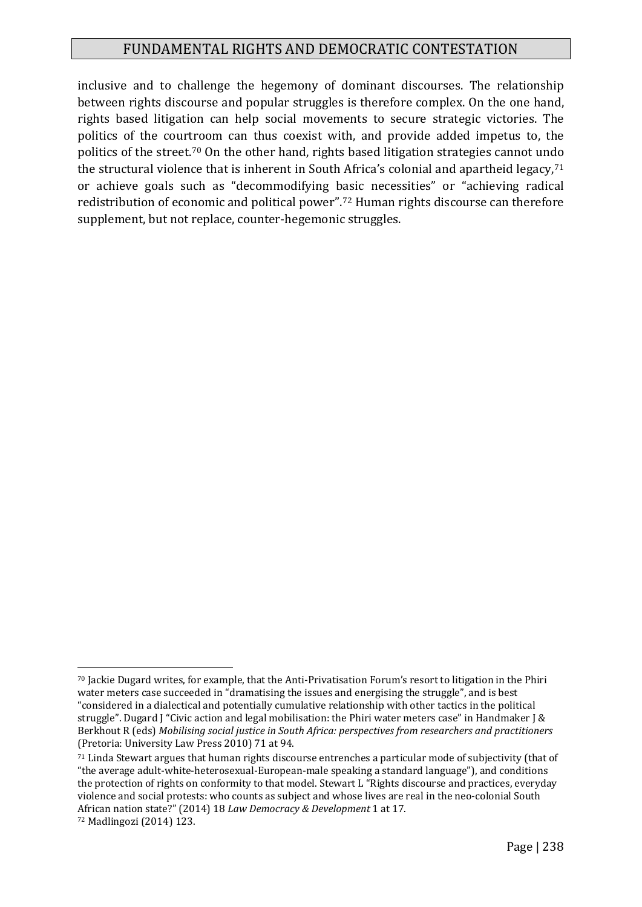inclusive and to challenge the hegemony of dominant discourses. The relationship between rights discourse and popular struggles is therefore complex. On the one hand, rights based litigation can help social movements to secure strategic victories. The politics of the courtroom can thus coexist with, and provide added impetus to, the politics of the street.[70] On the other hand, rights based litigation strategies cannot undo the structural violence that is inherent in South Africa's colonial and apartheid legacy,[71] or achieve goals such as "decommodifying basic necessities" or "achieving radical redistribution of economic and political power".[72] Human rights discourse can therefore supplement, but not replace, counter-hegemonic struggles.

---

[70] Jackie Dugard writes, for example, that the Anti-Privatisation Forum's resort to litigation in the Phiri water meters case succeeded in "dramatising the issues and energising the struggle", and is best "considered in a dialectical and potentially cumulative relationship with other tactics in the political struggle". Dugard J "Civic action and legal mobilisation: the Phiri water meters case" in Handmaker J & Berkhout R (eds) *Mobilising social justice in South Africa: perspectives from researchers and practitioners* (Pretoria: University Law Press 2010) 71 at 94.

[71] Linda Stewart argues that human rights discourse entrenches a particular mode of subjectivity (that of "the average adult-white-heterosexual-European-male speaking a standard language"), and conditions the protection of rights on conformity to that model. Stewart L "Rights discourse and practices, everyday violence and social protests: who counts as subject and whose lives are real in the neo-colonial South African nation state?" (2014) 18 *Law Democracy & Development* 1 at 17.

[72] Madlingozi (2014) 123.